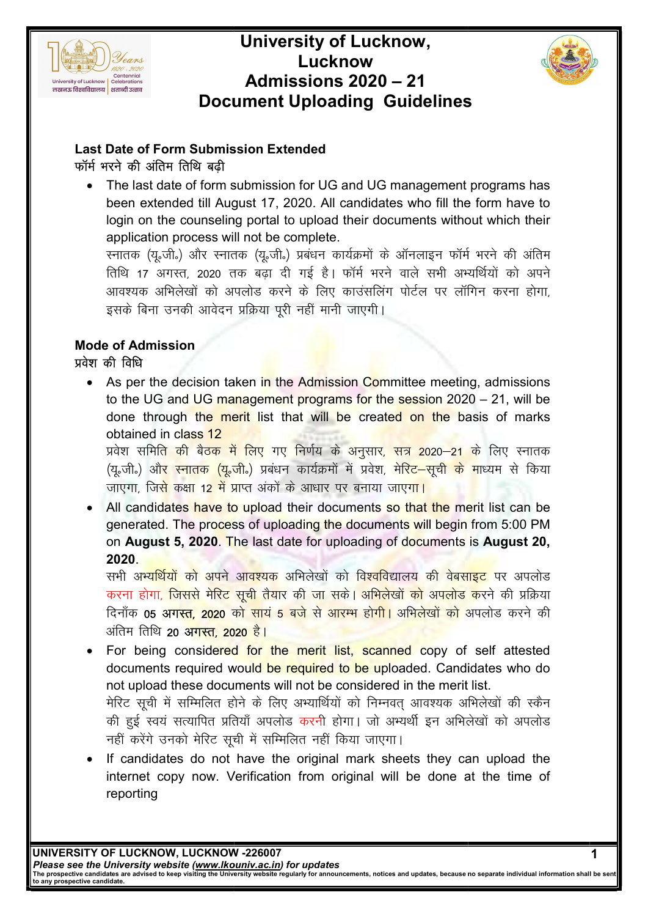# University of Lucknow, Lucknow
# Admissions 2020 – 21
# Document Uploading Guidelines

## Last Date of Form Submission Extended
## फॉर्म भरने की अंतिम तिथि बढ़ी

- The last date of form submission for UG and UG management programs has been extended till August 17, 2020. All candidates who fill the form have to login on the counseling portal to upload their documents without which their application process will not be complete.
  स्नातक (यू॰जी॰) और स्नातक (यू॰जी॰) प्रबंधन कार्यक्रमों के ऑनलाइन फॉर्म भरने की अंतिम तिथि 17 अगस्त, 2020 तक बढ़ा दी गई है। फॉर्म भरने वाले सभी अभ्यर्थियों को अपने आवश्यक अभिलेखों को अपलोड करने के लिए काउंसलिंग पोर्टल पर लॉगिन करना होगा, इसके बिना उनकी आवेदन प्रक्रिया पूरी नहीं मानी जाएगी।

## Mode of Admission
## प्रवेश की विधि

- As per the decision taken in the Admission Committee meeting, admissions to the UG and UG management programs for the session 2020 – 21, will be done through the merit list that will be created on the basis of marks obtained in class 12
  प्रवेश समिति की बैठक में लिए गए निर्णय के अनुसार, सत्र 2020–21 के लिए स्नातक (यू॰जी॰) और स्नातक (यू॰जी॰) प्रबंधन कार्यक्रमों में प्रवेश, मेरिट–सूची के माध्यम से किया जाएगा, जिसे कक्षा 12 में प्राप्त अंकों के आधार पर बनाया जाएगा।
- All candidates have to upload their documents so that the merit list can be generated. The process of uploading the documents will begin from 5:00 PM on **August 5, 2020**. The last date for uploading of documents is **August 20, 2020**.
  सभी अभ्यर्थियों को अपने आवश्यक अभिलेखों को विश्वविद्यालय की वेबसाइट पर अपलोड करना होगा, जिससे मेरिट सूची तैयार की जा सके। अभिलेखों को अपलोड करने की प्रक्रिया दिनाँक **05 अगस्त, 2020** को सायं 5 बजे से आरम्भ होगी। अभिलेखों को अपलोड करने की अंतिम तिथि **20 अगस्त, 2020** है।
- For being considered for the merit list, scanned copy of self attested documents required would be required to be uploaded. Candidates who do not upload these documents will not be considered in the merit list.
  मेरिट सूची में सम्मिलित होने के लिए अभ्यार्थियों को निम्नवत् आवश्यक अभिलेखों की स्कैन की हुई स्वयं सत्यापित प्रतियाँ अपलोड करनी होगा। जो अभ्यर्थी इन अभिलेखों को अपलोड नहीं करेंगे उनको मेरिट सूची में सम्मिलित नहीं किया जाएगा।
- If candidates do not have the original mark sheets they can upload the internet copy now. Verification from original will be done at the time of reporting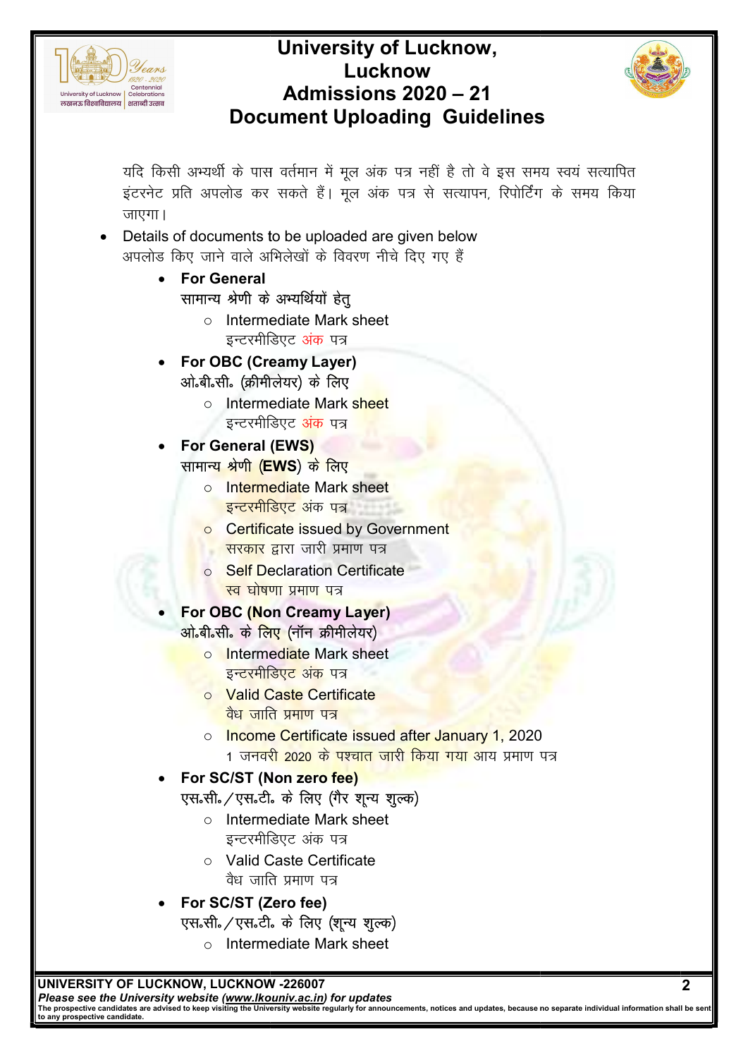यदि किसी अभ्यर्थी के पास वर्तमान में मूल अंक पत्र नहीं है तो वे इस समय स्वयं सत्यापित इंटरनेट प्रति अपलोड कर सकते हैं। मूल अंक पत्र से सत्यापन, रिपोर्टिंग के समय किया जाएगा।

- Details of documents to be uploaded are given below
  अपलोड किए जाने वाले अभिलेखों के विवरण नीचे दिए गए हैं
  - **For General**
    **सामान्य श्रेणी के अभ्यर्थियों हेतु**
    - Intermediate Mark sheet
      इन्टरमीडिएट अंक पत्र
  - **For OBC (Creamy Layer)**
    **ओ॰बी॰सी॰ (क्रीमीलेयर) के लिए**
    - Intermediate Mark sheet
      इन्टरमीडिएट अंक पत्र
  - **For General (EWS)**
    **सामान्य श्रेणी (EWS) के लिए**
    - Intermediate Mark sheet
      इन्टरमीडिएट अंक पत्र
    - Certificate issued by Government
      सरकार द्वारा जारी प्रमाण पत्र
    - Self Declaration Certificate
      स्व घोषणा प्रमाण पत्र
  - **For OBC (Non Creamy Layer)**
    **ओ॰बी॰सी॰ के लिए (नॉन क्रीमीलेयर)**
    - Intermediate Mark sheet
      इन्टरमीडिएट अंक पत्र
    - Valid Caste Certificate
      वैध जाति प्रमाण पत्र
    - Income Certificate issued after January 1, 2020
      1 जनवरी 2020 के पश्चात जारी किया गया आय प्रमाण पत्र
  - **For SC/ST (Non zero fee)**
    **एस॰सी॰/एस॰टी॰ के लिए (गैर शून्य शुल्क)**
    - Intermediate Mark sheet
      इन्टरमीडिएट अंक पत्र
    - Valid Caste Certificate
      वैध जाति प्रमाण पत्र
  - **For SC/ST (Zero fee)**
    **एस॰सी॰/एस॰टी॰ के लिए (शून्य शुल्क)**
    - Intermediate Mark sheet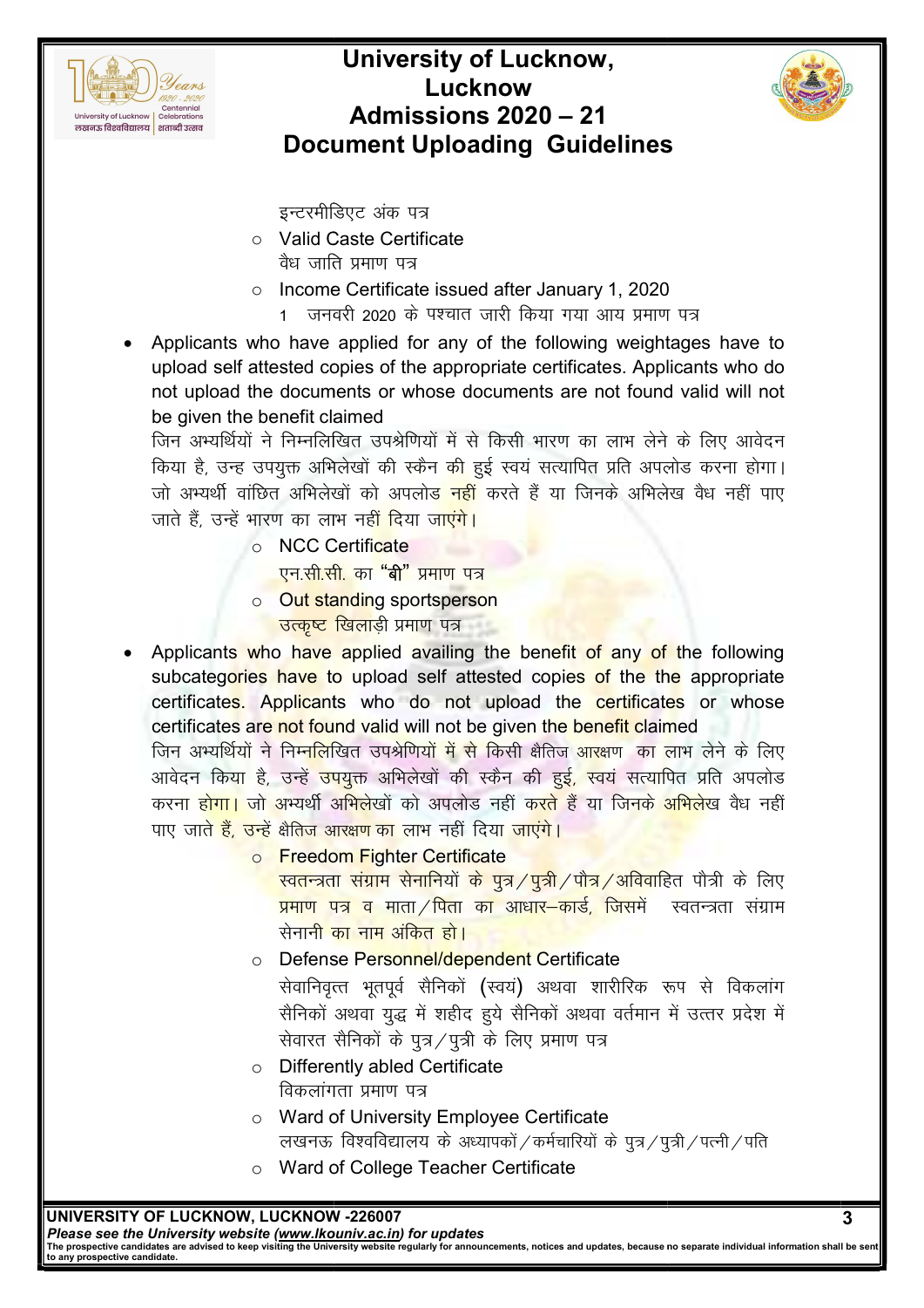इन्टरमीडिएट अंक पत्र

- Valid Caste Certificate
  वैध जाति प्रमाण पत्र
- Income Certificate issued after January 1, 2020
  1 जनवरी 2020 के पश्चात जारी किया गया आय प्रमाण पत्र

- Applicants who have applied for any of the following weightages have to upload self attested copies of the appropriate certificates. Applicants who do not upload the documents or whose documents are not found valid will not be given the benefit claimed
  जिन अभ्यर्थियों ने निम्नलिखित उपश्रेणियों में से किसी भारण का लाभ लेने के लिए आवेदन किया है, उन्ह उपयुक्त अभिलेखों की स्कैन की हुई स्वयं सत्यापित प्रति अपलोड करना होगा। जो अभ्यर्थी वांछित अभिलेखों को अपलोड नहीं करते हैं या जिनके अभिलेख वैध नहीं पाए जाते हैं, उन्हें भारण का लाभ नहीं दिया जाएंगे।
  - NCC Certificate
    एन.सी.सी. का **"बी"** प्रमाण पत्र
  - Out standing sportsperson
    उत्कृष्ट खिलाड़ी प्रमाण पत्र

- Applicants who have applied availing the benefit of any of the following subcategories have to upload self attested copies of the the appropriate certificates. Applicants who do not upload the certificates or whose certificates are not found valid will not be given the benefit claimed
  जिन अभ्यर्थियों ने निम्नलिखित उपश्रेणियों में से किसी क्षैतिज आरक्षण का लाभ लेने के लिए आवेदन किया है, उन्हें उपयुक्त अभिलेखों की स्कैन की हुई, स्वयं सत्यापित प्रति अपलोड करना होगा। जो अभ्यर्थी अभिलेखों को अपलोड नहीं करते हैं या जिनके अभिलेख वैध नहीं पाए जाते हैं, उन्हें क्षैतिज आरक्षण का लाभ नहीं दिया जाएंगे।
  - Freedom Fighter Certificate
    स्वतन्त्रता संग्राम सेनानियों के पुत्र/पुत्री/पौत्र/अविवाहित पौत्री के लिए प्रमाण पत्र व माता/पिता का आधार–कार्ड, जिसमें स्वतन्त्रता संग्राम सेनानी का नाम अंकित हो।
  - Defense Personnel/dependent Certificate
    सेवानिवृत्त भूतपूर्व सैनिकों (स्वयं) अथवा शारीरिक रूप से विकलांग सैनिकों अथवा युद्ध में शहीद हुये सैनिकों अथवा वर्तमान में उत्तर प्रदेश में सेवारत सैनिकों के पुत्र/पुत्री के लिए प्रमाण पत्र
  - Differently abled Certificate
    विकलांगता प्रमाण पत्र
  - Ward of University Employee Certificate
    लखनऊ विश्वविद्यालय के अध्यापकों/कर्मचारियों के पुत्र/पुत्री/पत्नी/पति
  - Ward of College Teacher Certificate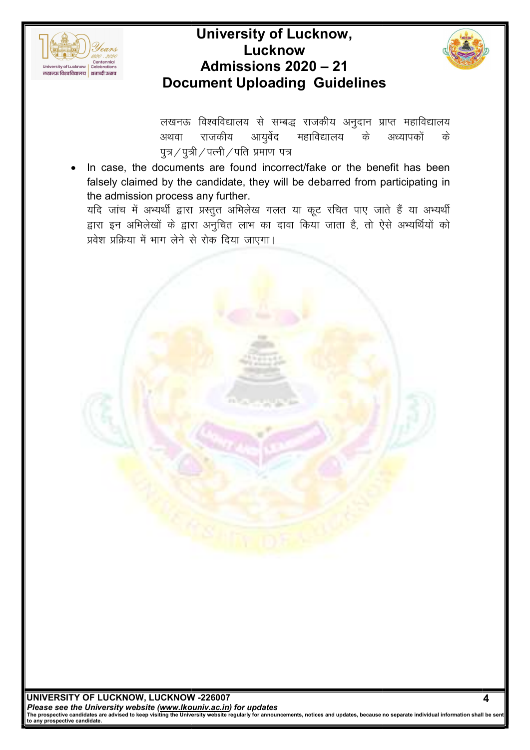लखनऊ विश्वविद्यालय से सम्बद्ध राजकीय अनुदान प्राप्त महाविद्यालय अथवा राजकीय आयुर्वेद महाविद्यालय के अध्यापकों के पुत्र/पुत्री/पत्नी/पति प्रमाण पत्र

- In case, the documents are found incorrect/fake or the benefit has been falsely claimed by the candidate, they will be debarred from participating in the admission process any further.

  यदि जांच में अभ्यर्थी द्वारा प्रस्तुत अभिलेख गलत या कूट रचित पाए जाते हैं या अभ्यर्थी द्वारा इन अभिलेखों के द्वारा अनुचित लाभ का दावा किया जाता है, तो ऐसे अभ्यर्थियों को प्रवेश प्रक्रिया में भाग लेने से रोक दिया जाएगा।